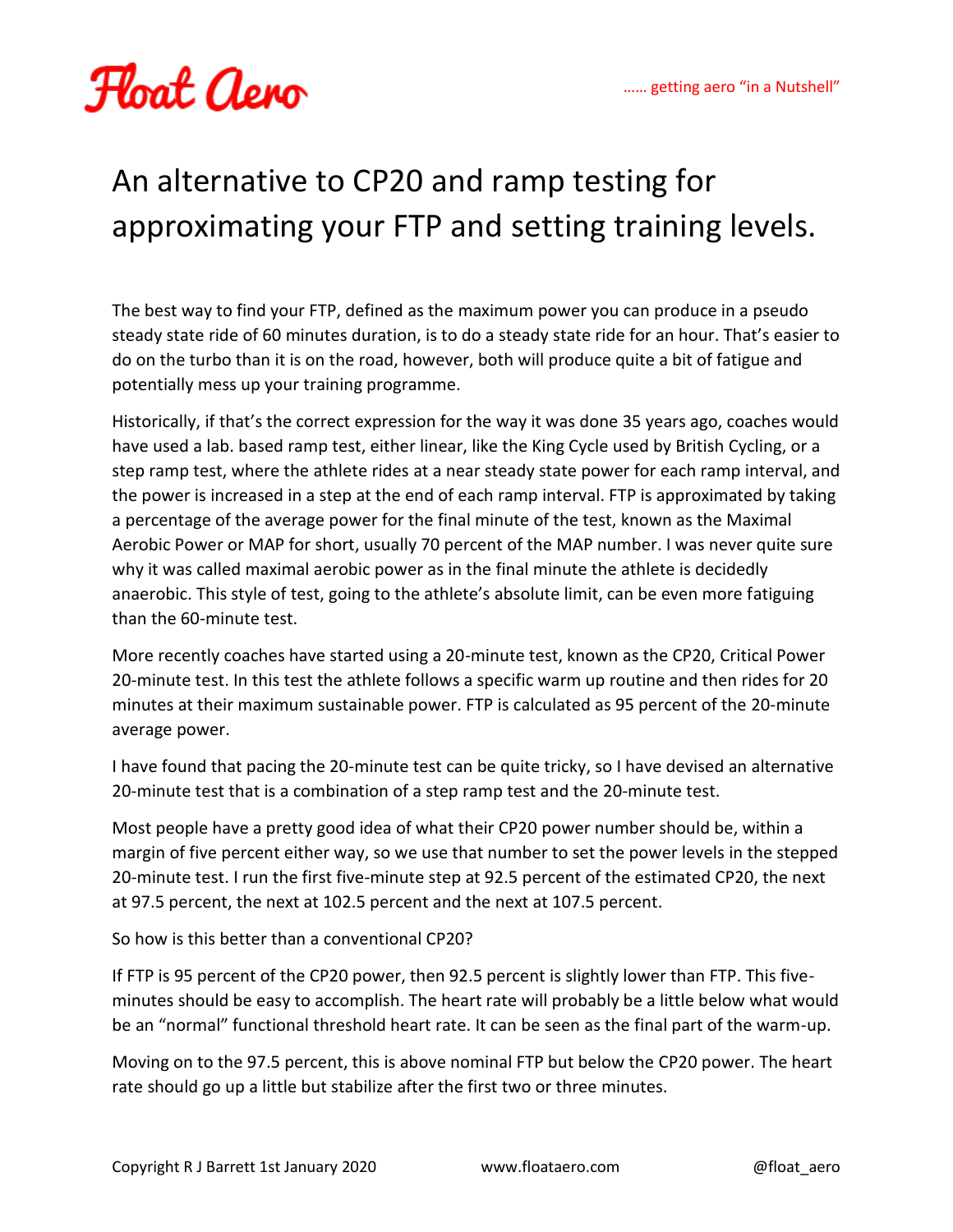# An alternative to CP20 and ramp testing for approximating your FTP and setting training levels.

The best way to find your FTP, defined as the maximum power you can produce in a pseudo steady state ride of 60 minutes duration, is to do a steady state ride for an hour. That's easier to do on the turbo than it is on the road, however, both will produce quite a bit of fatigue and potentially mess up your training programme.

Historically, if that's the correct expression for the way it was done 35 years ago, coaches would have used a lab. based ramp test, either linear, like the King Cycle used by British Cycling, or a step ramp test, where the athlete rides at a near steady state power for each ramp interval, and the power is increased in a step at the end of each ramp interval. FTP is approximated by taking a percentage of the average power for the final minute of the test, known as the Maximal Aerobic Power or MAP for short, usually 70 percent of the MAP number. I was never quite sure why it was called maximal aerobic power as in the final minute the athlete is decidedly anaerobic. This style of test, going to the athlete's absolute limit, can be even more fatiguing than the 60-minute test.

More recently coaches have started using a 20-minute test, known as the CP20, Critical Power 20-minute test. In this test the athlete follows a specific warm up routine and then rides for 20 minutes at their maximum sustainable power. FTP is calculated as 95 percent of the 20-minute average power.

I have found that pacing the 20-minute test can be quite tricky, so I have devised an alternative 20-minute test that is a combination of a step ramp test and the 20-minute test.

Most people have a pretty good idea of what their CP20 power number should be, within a margin of five percent either way, so we use that number to set the power levels in the stepped 20-minute test. I run the first five-minute step at 92.5 percent of the estimated CP20, the next at 97.5 percent, the next at 102.5 percent and the next at 107.5 percent.

So how is this better than a conventional CP20?

If FTP is 95 percent of the CP20 power, then 92.5 percent is slightly lower than FTP. This five-minutes should be easy to accomplish. The heart rate will probably be a little below what would be an "normal" functional threshold heart rate. It can be seen as the final part of the warm-up.

Moving on to the 97.5 percent, this is above nominal FTP but below the CP20 power. The heart rate should go up a little but stabilize after the first two or three minutes.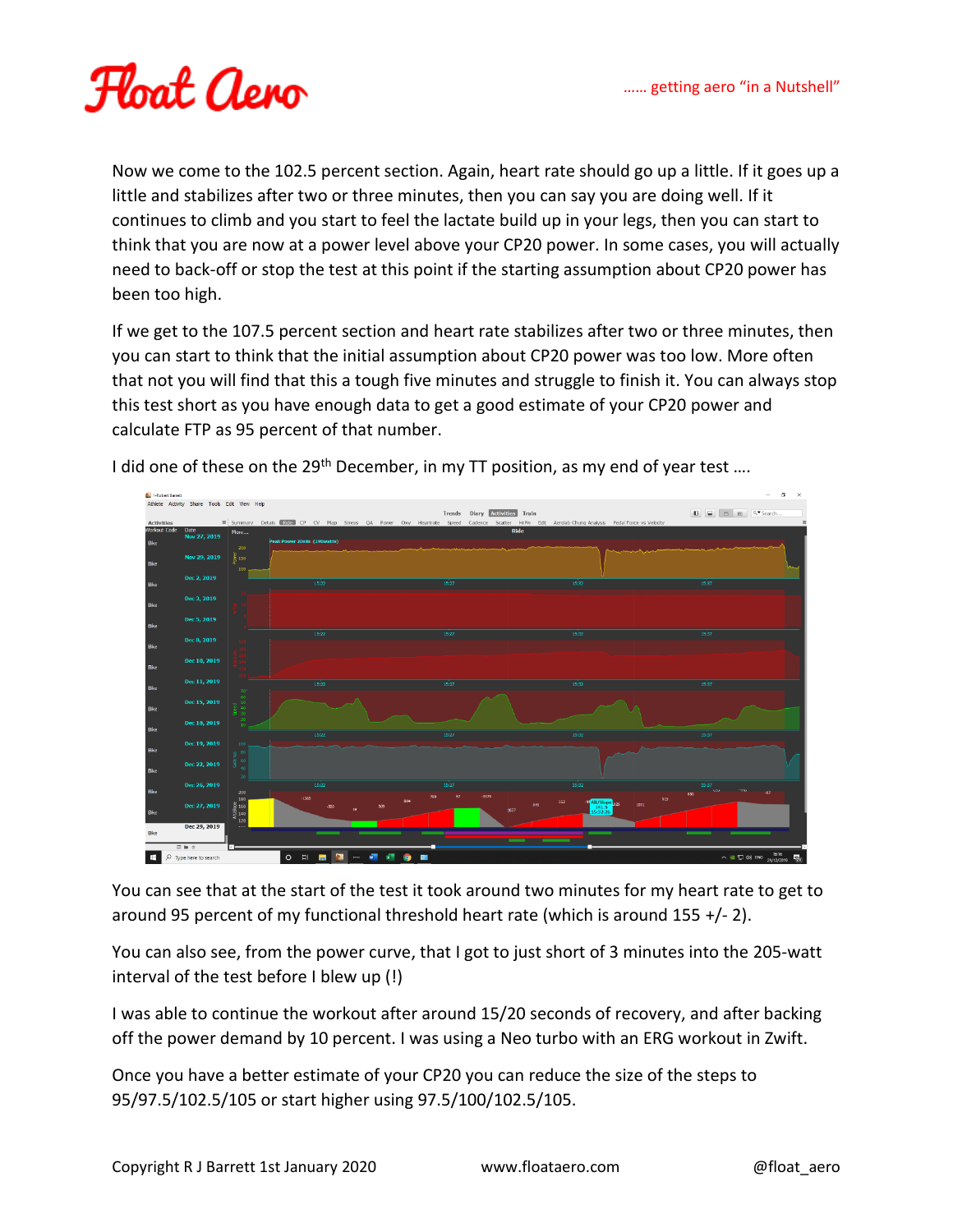Now we come to the 102.5 percent section. Again, heart rate should go up a little. If it goes up a little and stabilizes after two or three minutes, then you can say you are doing well. If it continues to climb and you start to feel the lactate build up in your legs, then you can start to think that you are now at a power level above your CP20 power. In some cases, you will actually need to back-off or stop the test at this point if the starting assumption about CP20 power has been too high.

If we get to the 107.5 percent section and heart rate stabilizes after two or three minutes, then you can start to think that the initial assumption about CP20 power was too low. More often that not you will find that this a tough five minutes and struggle to finish it. You can always stop this test short as you have enough data to get a good estimate of your CP20 power and calculate FTP as 95 percent of that number.

I did one of these on the 29th December, in my TT position, as my end of year test ….

You can see that at the start of the test it took around two minutes for my heart rate to get to around 95 percent of my functional threshold heart rate (which is around 155 +/- 2).

You can also see, from the power curve, that I got to just short of 3 minutes into the 205-watt interval of the test before I blew up (!)

I was able to continue the workout after around 15/20 seconds of recovery, and after backing off the power demand by 10 percent. I was using a Neo turbo with an ERG workout in Zwift.

Once you have a better estimate of your CP20 you can reduce the size of the steps to 95/97.5/102.5/105 or start higher using 97.5/100/102.5/105.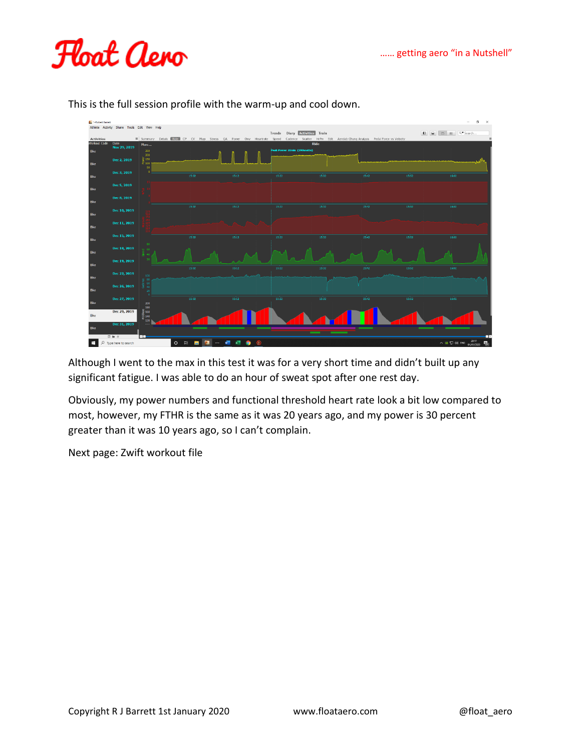This is the full session profile with the warm-up and cool down.

Although I went to the max in this test it was for a very short time and didn't built up any significant fatigue. I was able to do an hour of sweat spot after one rest day.

Obviously, my power numbers and functional threshold heart rate look a bit low compared to most, however, my FTHR is the same as it was 20 years ago, and my power is 30 percent greater than it was 10 years ago, so I can't complain.

Next page: Zwift workout file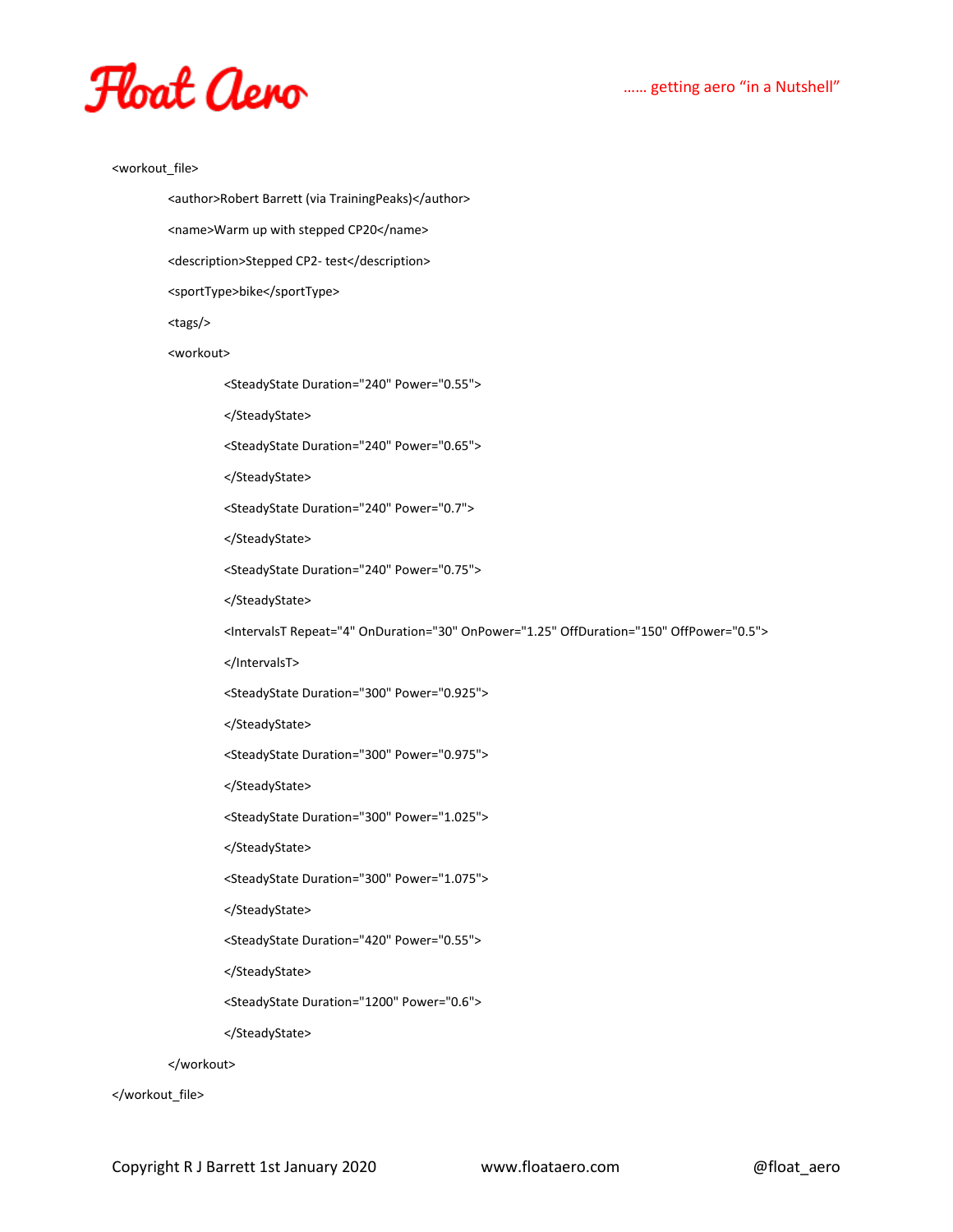```
<workout_file>
    <author>Robert Barrett (via TrainingPeaks)</author>
    <name>Warm up with stepped CP20</name>
    <description>Stepped CP2- test</description>
    <sportType>bike</sportType>
    <tags/>
    <workout>
        <SteadyState Duration="240" Power="0.55">
        </SteadyState>
        <SteadyState Duration="240" Power="0.65">
        </SteadyState>
        <SteadyState Duration="240" Power="0.7">
        </SteadyState>
        <SteadyState Duration="240" Power="0.75">
        </SteadyState>
        <IntervalsT Repeat="4" OnDuration="30" OnPower="1.25" OffDuration="150" OffPower="0.5">
        </IntervalsT>
        <SteadyState Duration="300" Power="0.925">
        </SteadyState>
        <SteadyState Duration="300" Power="0.975">
        </SteadyState>
        <SteadyState Duration="300" Power="1.025">
        </SteadyState>
        <SteadyState Duration="300" Power="1.075">
        </SteadyState>
        <SteadyState Duration="420" Power="0.55">
        </SteadyState>
        <SteadyState Duration="1200" Power="0.6">
        </SteadyState>
    </workout>
</workout_file>
```